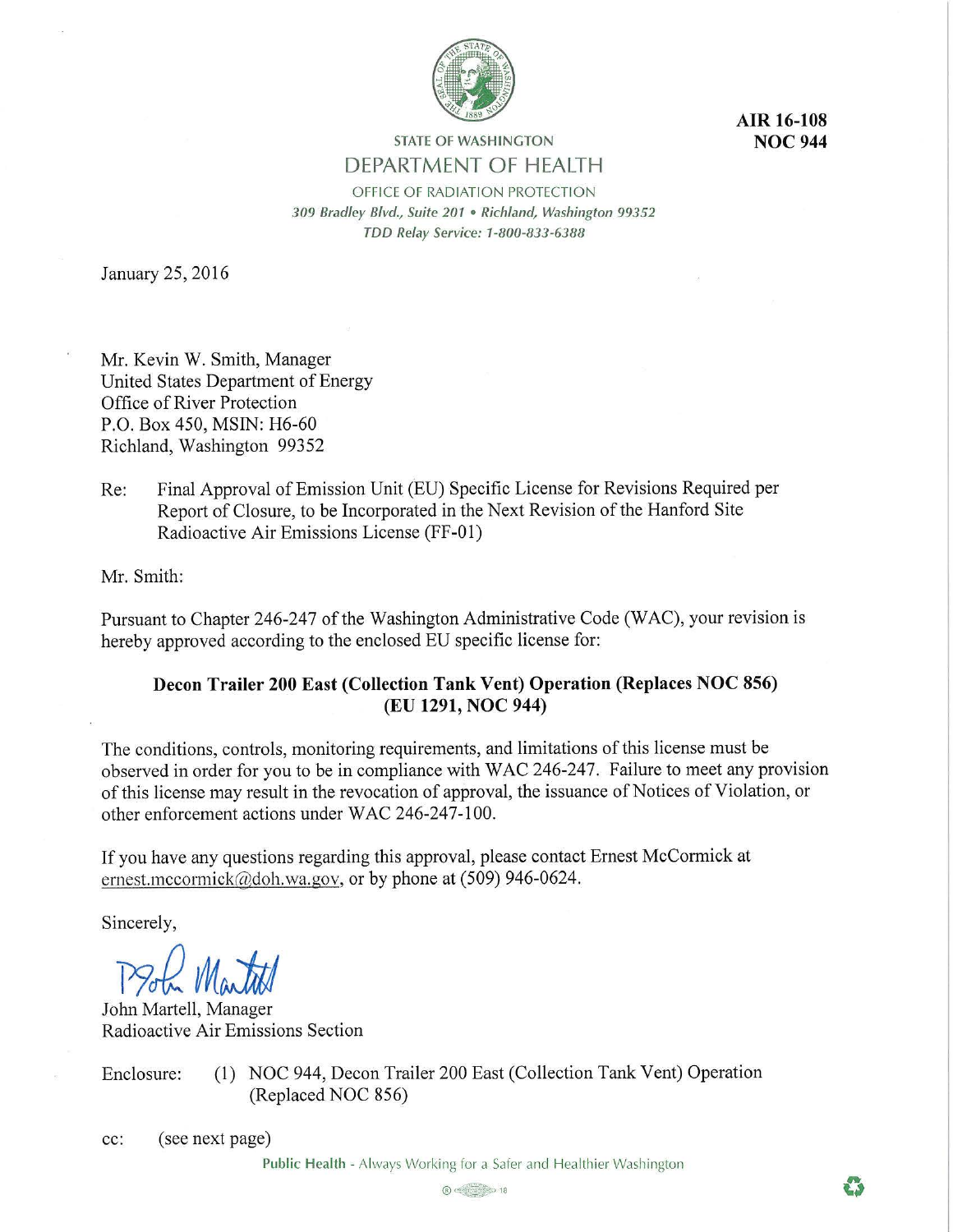**AIR 16-108**
**NOC 944**

STATE OF WASHINGTON

DEPARTMENT OF HEALTH

OFFICE OF RADIATION PROTECTION

*309 Bradley Blvd., Suite 201 • Richland, Washington 99352*

*TDD Relay Service: 1-800-833-6388*

January 25, 2016

Mr. Kevin W. Smith, Manager
United States Department of Energy
Office of River Protection
P.O. Box 450, MSIN: H6-60
Richland, Washington 99352

Re: Final Approval of Emission Unit (EU) Specific License for Revisions Required per Report of Closure, to be Incorporated in the Next Revision of the Hanford Site Radioactive Air Emissions License (FF-01)

Mr. Smith:

Pursuant to Chapter 246-247 of the Washington Administrative Code (WAC), your revision is hereby approved according to the enclosed EU specific license for:

**Decon Trailer 200 East (Collection Tank Vent) Operation (Replaces NOC 856)**
**(EU 1291, NOC 944)**

The conditions, controls, monitoring requirements, and limitations of this license must be observed in order for you to be in compliance with WAC 246-247. Failure to meet any provision of this license may result in the revocation of approval, the issuance of Notices of Violation, or other enforcement actions under WAC 246-247-100.

If you have any questions regarding this approval, please contact Ernest McCormick at ernest.mccormick@doh.wa.gov, or by phone at (509) 946-0624.

Sincerely,

John Martell, Manager
Radioactive Air Emissions Section

Enclosure: (1) NOC 944, Decon Trailer 200 East (Collection Tank Vent) Operation (Replaced NOC 856)

cc: (see next page)

Public Health - Always Working for a Safer and Healthier Washington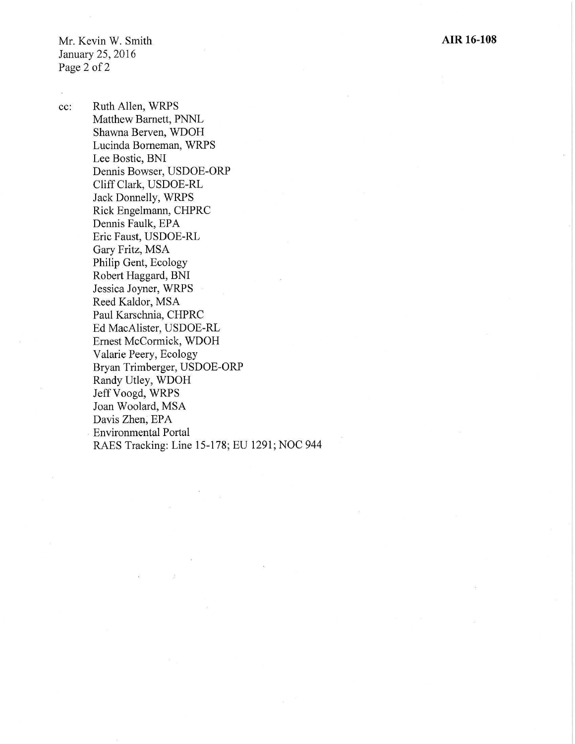cc: Ruth Allen, WRPS
Matthew Barnett, PNNL
Shawna Berven, WDOH
Lucinda Borneman, WRPS
Lee Bostic, BNI
Dennis Bowser, USDOE-ORP
Cliff Clark, USDOE-RL
Jack Donnelly, WRPS
Rick Engelmann, CHPRC
Dennis Faulk, EPA
Eric Faust, USDOE-RL
Gary Fritz, MSA
Philip Gent, Ecology
Robert Haggard, BNI
Jessica Joyner, WRPS
Reed Kaldor, MSA
Paul Karschnia, CHPRC
Ed MacAlister, USDOE-RL
Ernest McCormick, WDOH
Valarie Peery, Ecology
Bryan Trimberger, USDOE-ORP
Randy Utley, WDOH
Jeff Voogd, WRPS
Joan Woolard, MSA
Davis Zhen, EPA
Environmental Portal
RAES Tracking: Line 15-178; EU 1291; NOC 944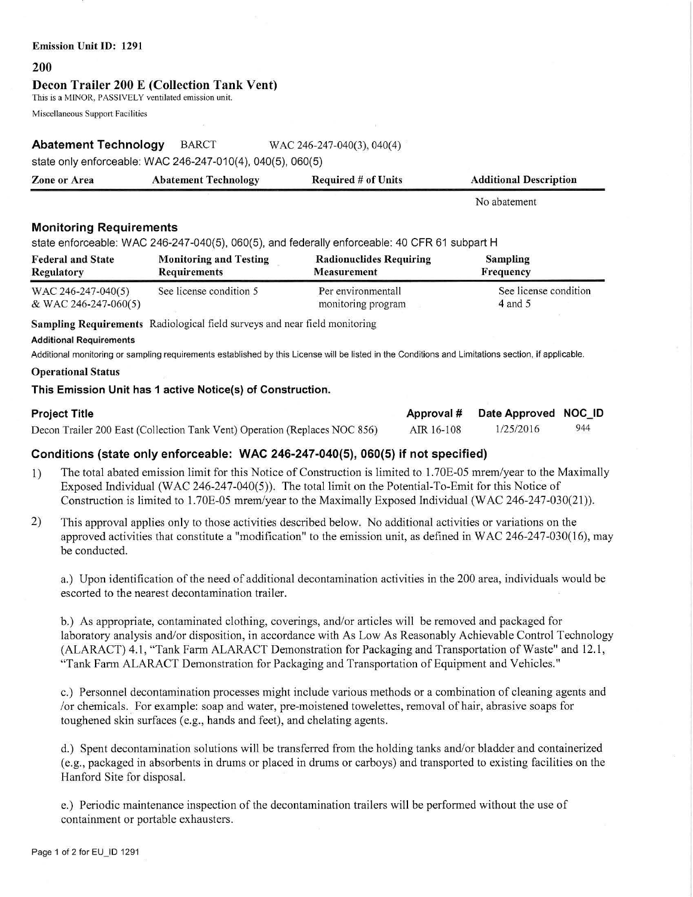**Emission Unit ID: 1291**

## 200

## Decon Trailer 200 E (Collection Tank Vent)

This is a MINOR, PASSIVELY ventilated emission unit.

Miscellaneous Support Facilities

### Abatement Technology BARCT WAC 246-247-040(3), 040(4)

state only enforceable: WAC 246-247-010(4), 040(5), 060(5)

| Zone or Area | Abatement Technology | Required # of Units | Additional Description |
|---|---|---|---|
| | | | No abatement |

### Monitoring Requirements

state enforceable: WAC 246-247-040(5), 060(5), and federally enforceable: 40 CFR 61 subpart H

| Federal and State Regulatory | Monitoring and Testing Requirements | Radionuclides Requiring Measurement | Sampling Frequency |
|---|---|---|---|
| WAC 246-247-040(5) & WAC 246-247-060(5) | See license condition 5 | Per environmentall monitoring program | See license condition 4 and 5 |

**Sampling Requirements** Radiological field surveys and near field monitoring

**Additional Requirements**

Additional monitoring or sampling requirements established by this License will be listed in the Conditions and Limitations section, if applicable.

**Operational Status**

**This Emission Unit has 1 active Notice(s) of Construction.**

| Project Title | Approval # | Date Approved | NOC_ID |
|---|---|---|---|
| Decon Trailer 200 East (Collection Tank Vent) Operation (Replaces NOC 856) | AIR 16-108 | 1/25/2016 | 944 |

### Conditions (state only enforceable: WAC 246-247-040(5), 060(5) if not specified)

1) The total abated emission limit for this Notice of Construction is limited to 1.70E-05 mrem/year to the Maximally Exposed Individual (WAC 246-247-040(5)). The total limit on the Potential-To-Emit for this Notice of Construction is limited to 1.70E-05 mrem/year to the Maximally Exposed Individual (WAC 246-247-030(21)).

2) This approval applies only to those activities described below. No additional activities or variations on the approved activities that constitute a "modification" to the emission unit, as defined in WAC 246-247-030(16), may be conducted.

   a.) Upon identification of the need of additional decontamination activities in the 200 area, individuals would be escorted to the nearest decontamination trailer.

   b.) As appropriate, contaminated clothing, coverings, and/or articles will be removed and packaged for laboratory analysis and/or disposition, in accordance with As Low As Reasonably Achievable Control Technology (ALARACT) 4.1, "Tank Farm ALARACT Demonstration for Packaging and Transportation of Waste" and 12.1, "Tank Farm ALARACT Demonstration for Packaging and Transportation of Equipment and Vehicles."

   c.) Personnel decontamination processes might include various methods or a combination of cleaning agents and /or chemicals. For example: soap and water, pre-moistened towelettes, removal of hair, abrasive soaps for toughened skin surfaces (e.g., hands and feet), and chelating agents.

   d.) Spent decontamination solutions will be transferred from the holding tanks and/or bladder and containerized (e.g., packaged in absorbents in drums or placed in drums or carboys) and transported to existing facilities on the Hanford Site for disposal.

   e.) Periodic maintenance inspection of the decontamination trailers will be performed without the use of containment or portable exhausters.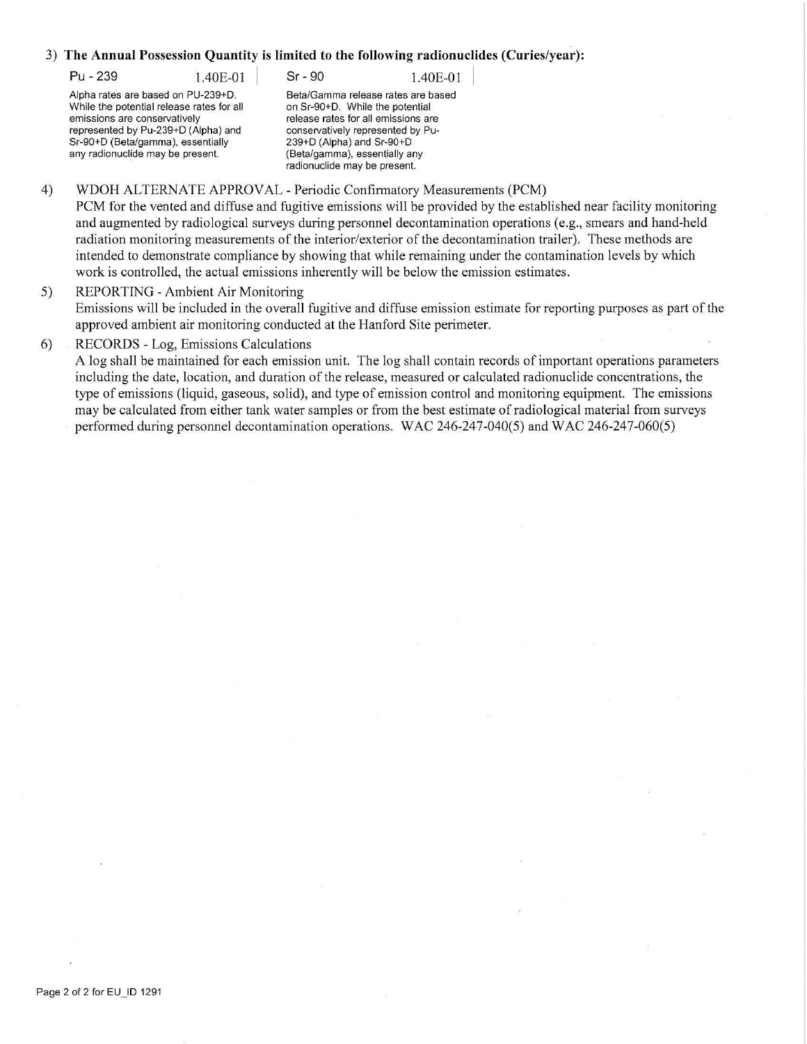3) **The Annual Possession Quantity is limited to the following radionuclides (Curies/year):**

| | | | |
|---|---|---|---|
| Pu - 239 | 1.40E-01 | Sr - 90 | 1.40E-01 |
| Alpha rates are based on PU-239+D. While the potential release rates for all emissions are conservatively represented by Pu-239+D (Alpha) and Sr-90+D (Beta/gamma), essentially any radionuclide may be present. | | Beta/Gamma release rates are based on Sr-90+D. While the potential release rates for all emissions are conservatively represented by Pu-239+D (Alpha) and Sr-90+D (Beta/gamma), essentially any radionuclide may be present. | |

4) WDOH ALTERNATE APPROVAL - Periodic Confirmatory Measurements (PCM)
PCM for the vented and diffuse and fugitive emissions will be provided by the established near facility monitoring and augmented by radiological surveys during personnel decontamination operations (e.g., smears and hand-held radiation monitoring measurements of the interior/exterior of the decontamination trailer). These methods are intended to demonstrate compliance by showing that while remaining under the contamination levels by which work is controlled, the actual emissions inherently will be below the emission estimates.

5) REPORTING - Ambient Air Monitoring
Emissions will be included in the overall fugitive and diffuse emission estimate for reporting purposes as part of the approved ambient air monitoring conducted at the Hanford Site perimeter.

6) RECORDS - Log, Emissions Calculations
A log shall be maintained for each emission unit. The log shall contain records of important operations parameters including the date, location, and duration of the release, measured or calculated radionuclide concentrations, the type of emissions (liquid, gaseous, solid), and type of emission control and monitoring equipment. The emissions may be calculated from either tank water samples or from the best estimate of radiological material from surveys performed during personnel decontamination operations. WAC 246-247-040(5) and WAC 246-247-060(5)